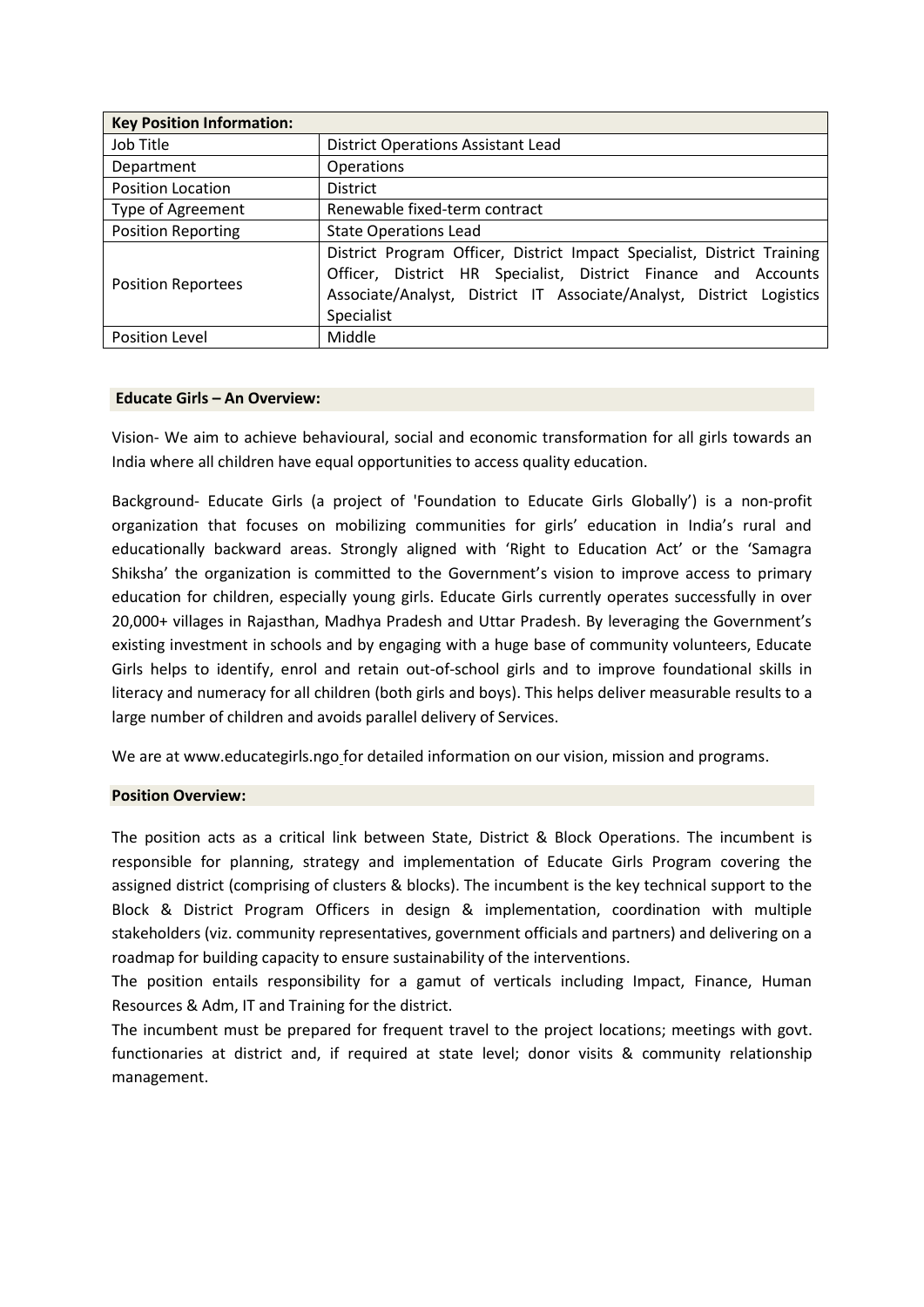| **Key Position Information:** | |
|---|---|
| Job Title | District Operations Assistant Lead |
| Department | Operations |
| Position Location | District |
| Type of Agreement | Renewable fixed-term contract |
| Position Reporting | State Operations Lead |
| Position Reportees | District Program Officer, District Impact Specialist, District Training Officer, District HR Specialist, District Finance and Accounts Associate/Analyst, District IT Associate/Analyst, District Logistics Specialist |
| Position Level | Middle |

**Educate Girls – An Overview:**

Vision- We aim to achieve behavioural, social and economic transformation for all girls towards an India where all children have equal opportunities to access quality education.

Background- Educate Girls (a project of 'Foundation to Educate Girls Globally') is a non-profit organization that focuses on mobilizing communities for girls' education in India's rural and educationally backward areas. Strongly aligned with 'Right to Education Act' or the 'Samagra Shiksha' the organization is committed to the Government's vision to improve access to primary education for children, especially young girls. Educate Girls currently operates successfully in over 20,000+ villages in Rajasthan, Madhya Pradesh and Uttar Pradesh. By leveraging the Government's existing investment in schools and by engaging with a huge base of community volunteers, Educate Girls helps to identify, enrol and retain out-of-school girls and to improve foundational skills in literacy and numeracy for all children (both girls and boys). This helps deliver measurable results to a large number of children and avoids parallel delivery of Services.

We are at www.educategirls.ngo for detailed information on our vision, mission and programs.

**Position Overview:**

The position acts as a critical link between State, District & Block Operations. The incumbent is responsible for planning, strategy and implementation of Educate Girls Program covering the assigned district (comprising of clusters & blocks). The incumbent is the key technical support to the Block & District Program Officers in design & implementation, coordination with multiple stakeholders (viz. community representatives, government officials and partners) and delivering on a roadmap for building capacity to ensure sustainability of the interventions.

The position entails responsibility for a gamut of verticals including Impact, Finance, Human Resources & Adm, IT and Training for the district.

The incumbent must be prepared for frequent travel to the project locations; meetings with govt. functionaries at district and, if required at state level; donor visits & community relationship management.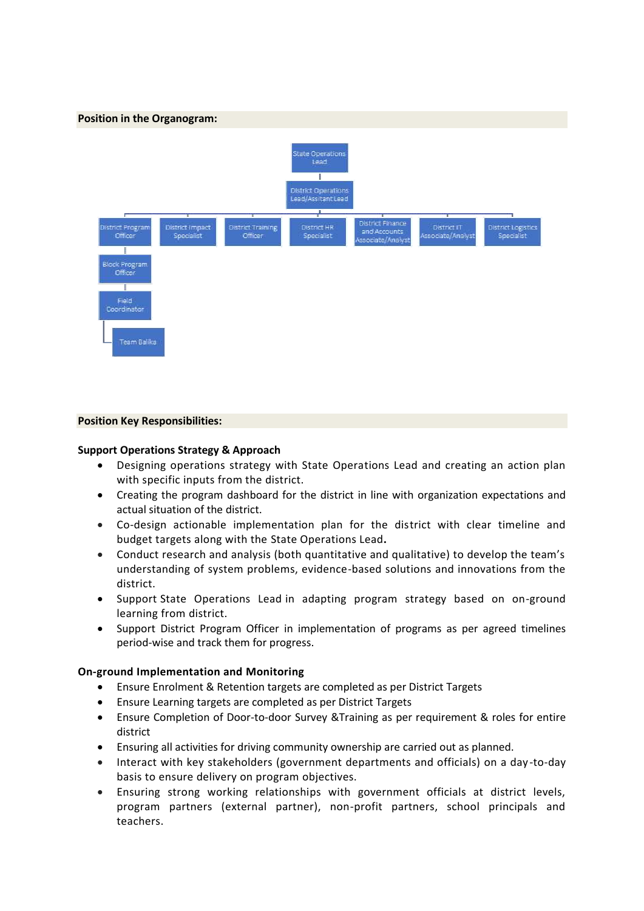**Position in the Organogram:**

- State Operations Lead
  - District Operations Lead/Assitant Lead
    - District Program Officer
      - Block Program Officer
        - Field Coordinator
          - Team Balika
    - District Impact Specialist
    - District Training Officer
    - District HR Specialist
    - District Finance and Accounts Associate/Analyst
    - District IT Associate/Analyst
    - District Logistics Specialist

**Position Key Responsibilities:**

**Support Operations Strategy & Approach**

- Designing operations strategy with State Operations Lead and creating an action plan with specific inputs from the district.
- Creating the program dashboard for the district in line with organization expectations and actual situation of the district.
- Co-design actionable implementation plan for the district with clear timeline and budget targets along with the State Operations Lead**.**
- Conduct research and analysis (both quantitative and qualitative) to develop the team's understanding of system problems, evidence-based solutions and innovations from the district.
- Support State Operations Lead in adapting program strategy based on on-ground learning from district.
- Support District Program Officer in implementation of programs as per agreed timelines period-wise and track them for progress.

**On-ground Implementation and Monitoring**

- Ensure Enrolment & Retention targets are completed as per District Targets
- Ensure Learning targets are completed as per District Targets
- Ensure Completion of Door-to-door Survey &Training as per requirement & roles for entire district
- Ensuring all activities for driving community ownership are carried out as planned.
- Interact with key stakeholders (government departments and officials) on a day-to-day basis to ensure delivery on program objectives.
- Ensuring strong working relationships with government officials at district levels, program partners (external partner), non-profit partners, school principals and teachers.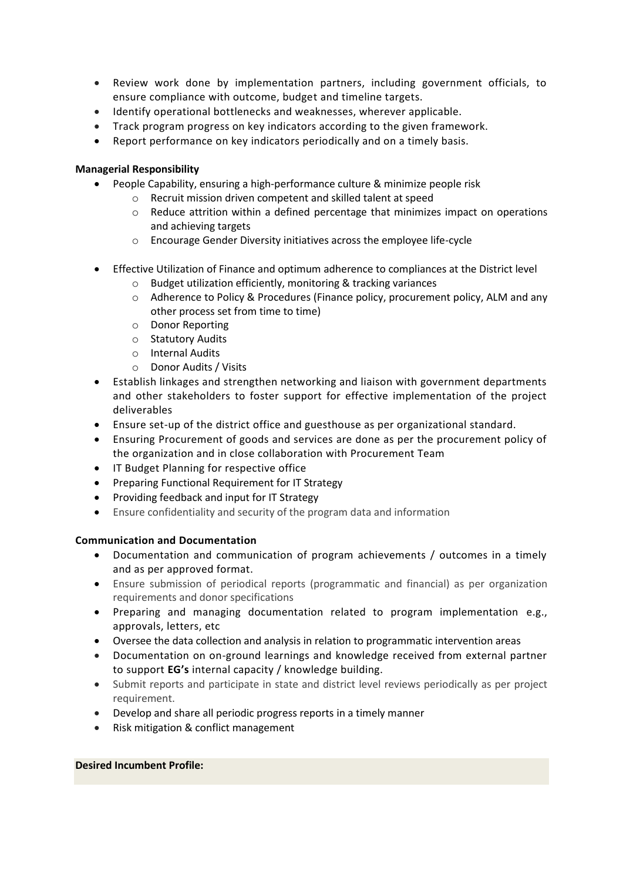- Review work done by implementation partners, including government officials, to ensure compliance with outcome, budget and timeline targets.
- Identify operational bottlenecks and weaknesses, wherever applicable.
- Track program progress on key indicators according to the given framework.
- Report performance on key indicators periodically and on a timely basis.

**Managerial Responsibility**

- People Capability, ensuring a high-performance culture & minimize people risk
  - Recruit mission driven competent and skilled talent at speed
  - Reduce attrition within a defined percentage that minimizes impact on operations and achieving targets
  - Encourage Gender Diversity initiatives across the employee life-cycle
- Effective Utilization of Finance and optimum adherence to compliances at the District level
  - Budget utilization efficiently, monitoring & tracking variances
  - Adherence to Policy & Procedures (Finance policy, procurement policy, ALM and any other process set from time to time)
  - Donor Reporting
  - Statutory Audits
  - Internal Audits
  - Donor Audits / Visits
- Establish linkages and strengthen networking and liaison with government departments and other stakeholders to foster support for effective implementation of the project deliverables
- Ensure set-up of the district office and guesthouse as per organizational standard.
- Ensuring Procurement of goods and services are done as per the procurement policy of the organization and in close collaboration with Procurement Team
- IT Budget Planning for respective office
- Preparing Functional Requirement for IT Strategy
- Providing feedback and input for IT Strategy
- Ensure confidentiality and security of the program data and information

**Communication and Documentation**

- Documentation and communication of program achievements / outcomes in a timely and as per approved format.
- Ensure submission of periodical reports (programmatic and financial) as per organization requirements and donor specifications
- Preparing and managing documentation related to program implementation e.g., approvals, letters, etc
- Oversee the data collection and analysis in relation to programmatic intervention areas
- Documentation on on-ground learnings and knowledge received from external partner to support **EG's** internal capacity / knowledge building.
- Submit reports and participate in state and district level reviews periodically as per project requirement.
- Develop and share all periodic progress reports in a timely manner
- Risk mitigation & conflict management

**Desired Incumbent Profile:**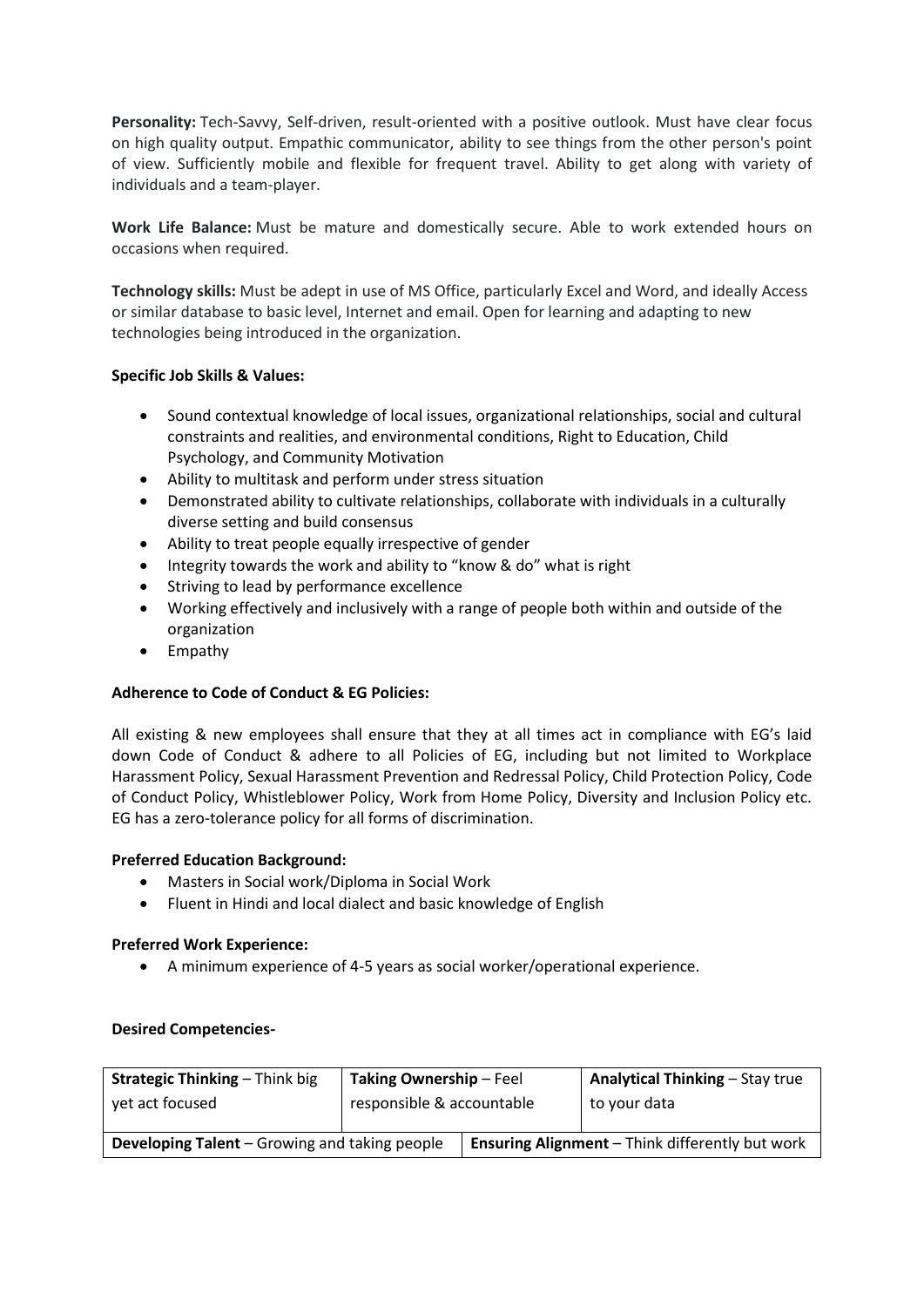**Personality:** Tech-Savvy, Self-driven, result-oriented with a positive outlook. Must have clear focus on high quality output. Empathic communicator, ability to see things from the other person's point of view. Sufficiently mobile and flexible for frequent travel. Ability to get along with variety of individuals and a team-player.

**Work Life Balance:** Must be mature and domestically secure. Able to work extended hours on occasions when required.

**Technology skills:** Must be adept in use of MS Office, particularly Excel and Word, and ideally Access or similar database to basic level, Internet and email. Open for learning and adapting to new technologies being introduced in the organization.

**Specific Job Skills & Values:**

- Sound contextual knowledge of local issues, organizational relationships, social and cultural constraints and realities, and environmental conditions, Right to Education, Child Psychology, and Community Motivation
- Ability to multitask and perform under stress situation
- Demonstrated ability to cultivate relationships, collaborate with individuals in a culturally diverse setting and build consensus
- Ability to treat people equally irrespective of gender
- Integrity towards the work and ability to "know & do" what is right
- Striving to lead by performance excellence
- Working effectively and inclusively with a range of people both within and outside of the organization
- Empathy

**Adherence to Code of Conduct & EG Policies:**

All existing & new employees shall ensure that they at all times act in compliance with EG's laid down Code of Conduct & adhere to all Policies of EG, including but not limited to Workplace Harassment Policy, Sexual Harassment Prevention and Redressal Policy, Child Protection Policy, Code of Conduct Policy, Whistleblower Policy, Work from Home Policy, Diversity and Inclusion Policy etc. EG has a zero-tolerance policy for all forms of discrimination.

**Preferred Education Background:**

- Masters in Social work/Diploma in Social Work
- Fluent in Hindi and local dialect and basic knowledge of English

**Preferred Work Experience:**

- A minimum experience of 4-5 years as social worker/operational experience.

**Desired Competencies-**

| **Strategic Thinking** – Think big yet act focused | **Taking Ownership** – Feel responsible & accountable | **Analytical Thinking** – Stay true to your data |
|---|---|---|
| **Developing Talent** – Growing and taking people | **Ensuring Alignment** – Think differently but work | |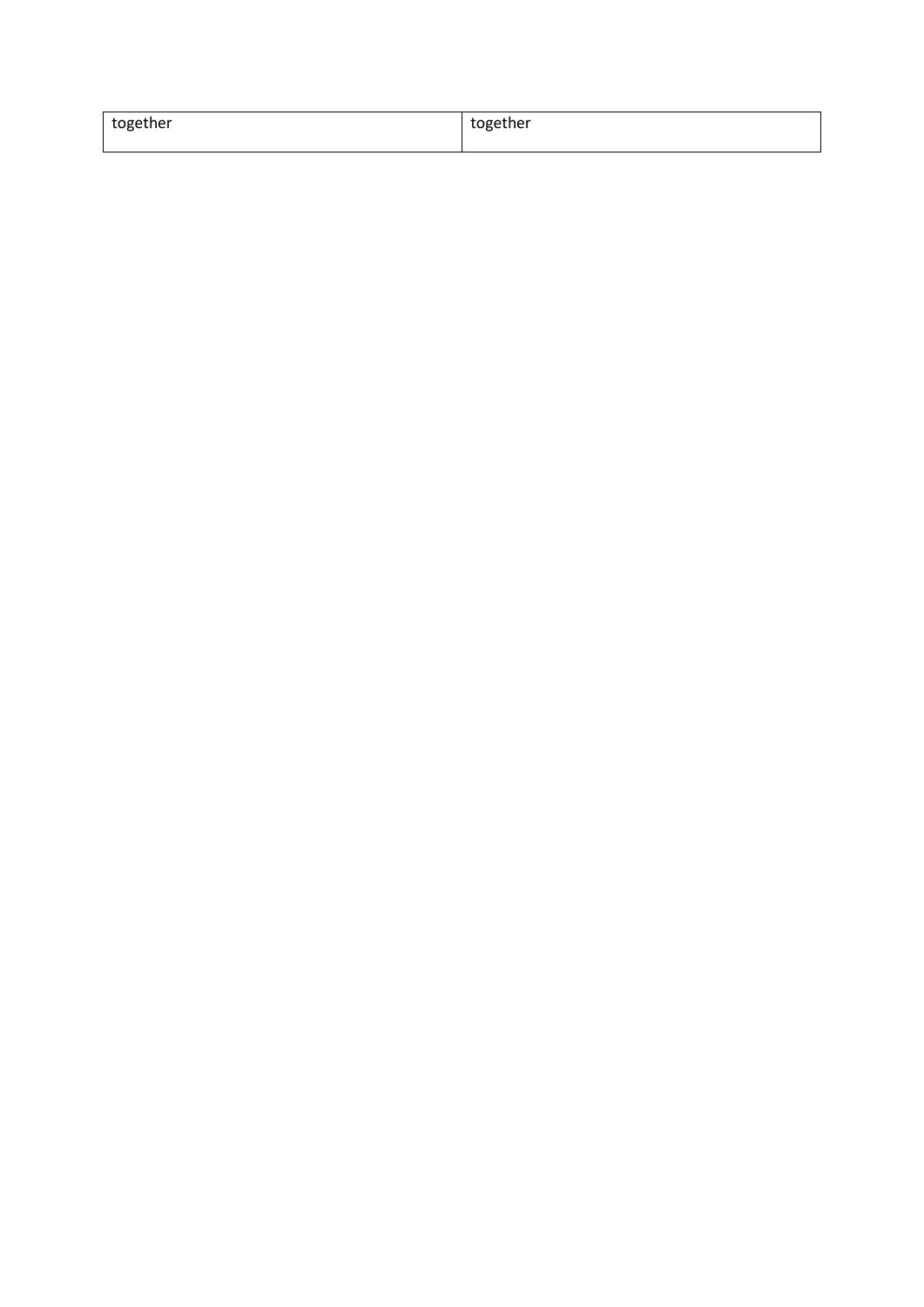| | |
| --- | --- |
| together | together |